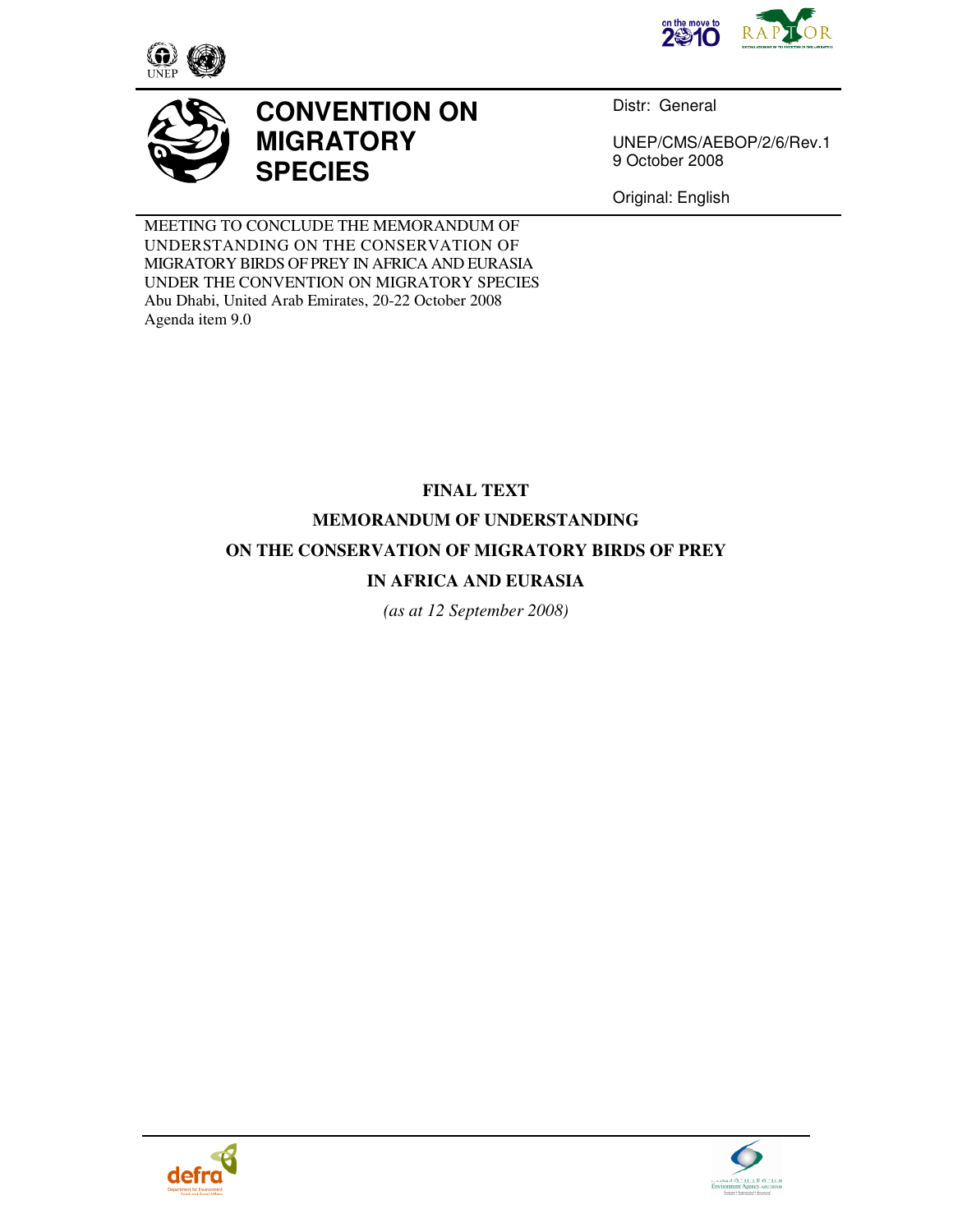# CONVENTION ON MIGRATORY SPECIES

Distr: General

UNEP/CMS/AEBOP/2/6/Rev.1
9 October 2008

Original: English

MEETING TO CONCLUDE THE MEMORANDUM OF UNDERSTANDING ON THE CONSERVATION OF MIGRATORY BIRDS OF PREY IN AFRICA AND EURASIA UNDER THE CONVENTION ON MIGRATORY SPECIES
Abu Dhabi, United Arab Emirates, 20-22 October 2008
Agenda item 9.0

**FINAL TEXT**

**MEMORANDUM OF UNDERSTANDING**

**ON THE CONSERVATION OF MIGRATORY BIRDS OF PREY**

**IN AFRICA AND EURASIA**

*(as at 12 September 2008)*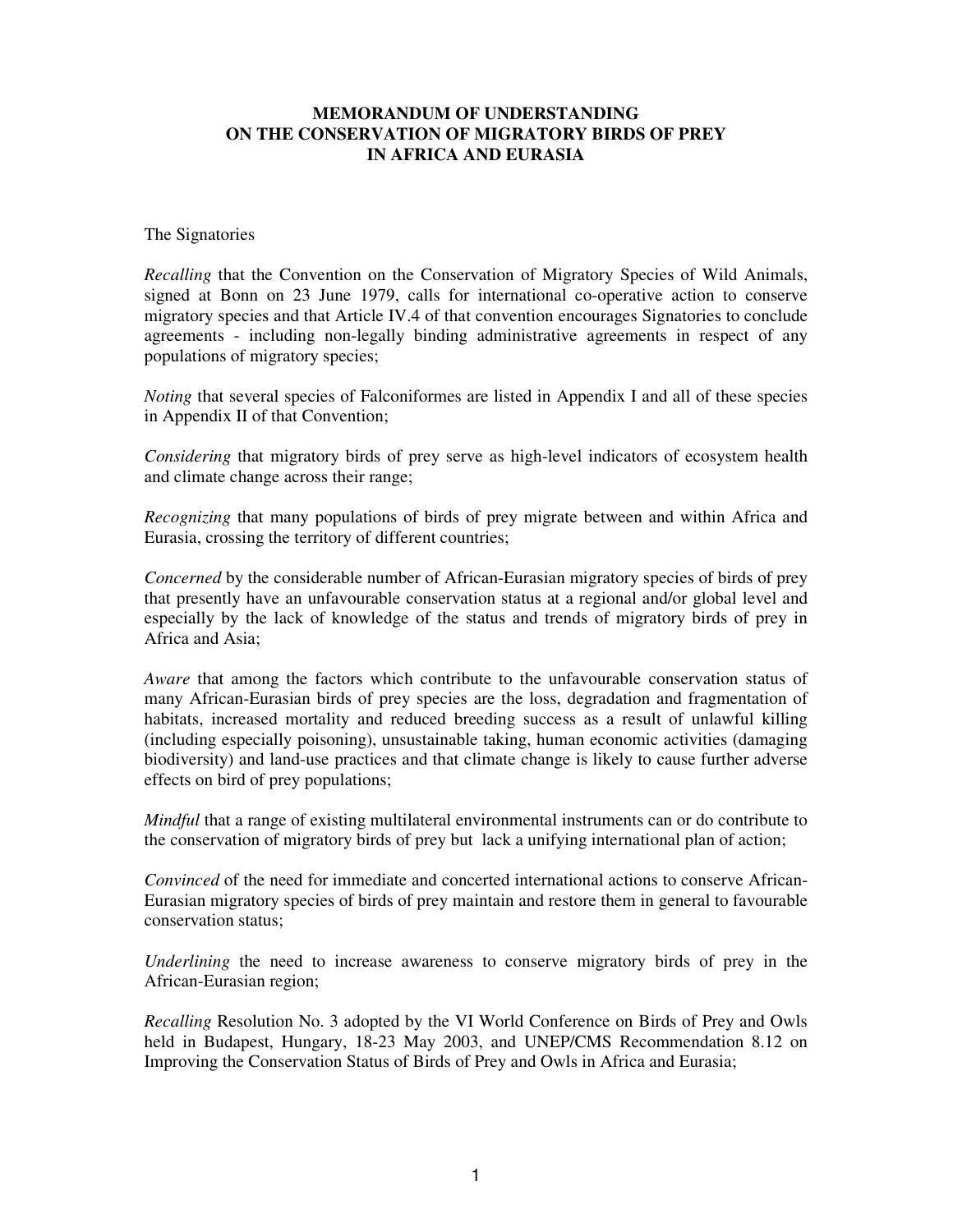**MEMORANDUM OF UNDERSTANDING ON THE CONSERVATION OF MIGRATORY BIRDS OF PREY IN AFRICA AND EURASIA**

The Signatories

*Recalling* that the Convention on the Conservation of Migratory Species of Wild Animals, signed at Bonn on 23 June 1979, calls for international co-operative action to conserve migratory species and that Article IV.4 of that convention encourages Signatories to conclude agreements - including non-legally binding administrative agreements in respect of any populations of migratory species;

*Noting* that several species of Falconiformes are listed in Appendix I and all of these species in Appendix II of that Convention;

*Considering* that migratory birds of prey serve as high-level indicators of ecosystem health and climate change across their range;

*Recognizing* that many populations of birds of prey migrate between and within Africa and Eurasia, crossing the territory of different countries;

*Concerned* by the considerable number of African-Eurasian migratory species of birds of prey that presently have an unfavourable conservation status at a regional and/or global level and especially by the lack of knowledge of the status and trends of migratory birds of prey in Africa and Asia;

*Aware* that among the factors which contribute to the unfavourable conservation status of many African-Eurasian birds of prey species are the loss, degradation and fragmentation of habitats, increased mortality and reduced breeding success as a result of unlawful killing (including especially poisoning), unsustainable taking, human economic activities (damaging biodiversity) and land-use practices and that climate change is likely to cause further adverse effects on bird of prey populations;

*Mindful* that a range of existing multilateral environmental instruments can or do contribute to the conservation of migratory birds of prey but lack a unifying international plan of action;

*Convinced* of the need for immediate and concerted international actions to conserve African-Eurasian migratory species of birds of prey maintain and restore them in general to favourable conservation status;

*Underlining* the need to increase awareness to conserve migratory birds of prey in the African-Eurasian region;

*Recalling* Resolution No. 3 adopted by the VI World Conference on Birds of Prey and Owls held in Budapest, Hungary, 18-23 May 2003, and UNEP/CMS Recommendation 8.12 on Improving the Conservation Status of Birds of Prey and Owls in Africa and Eurasia;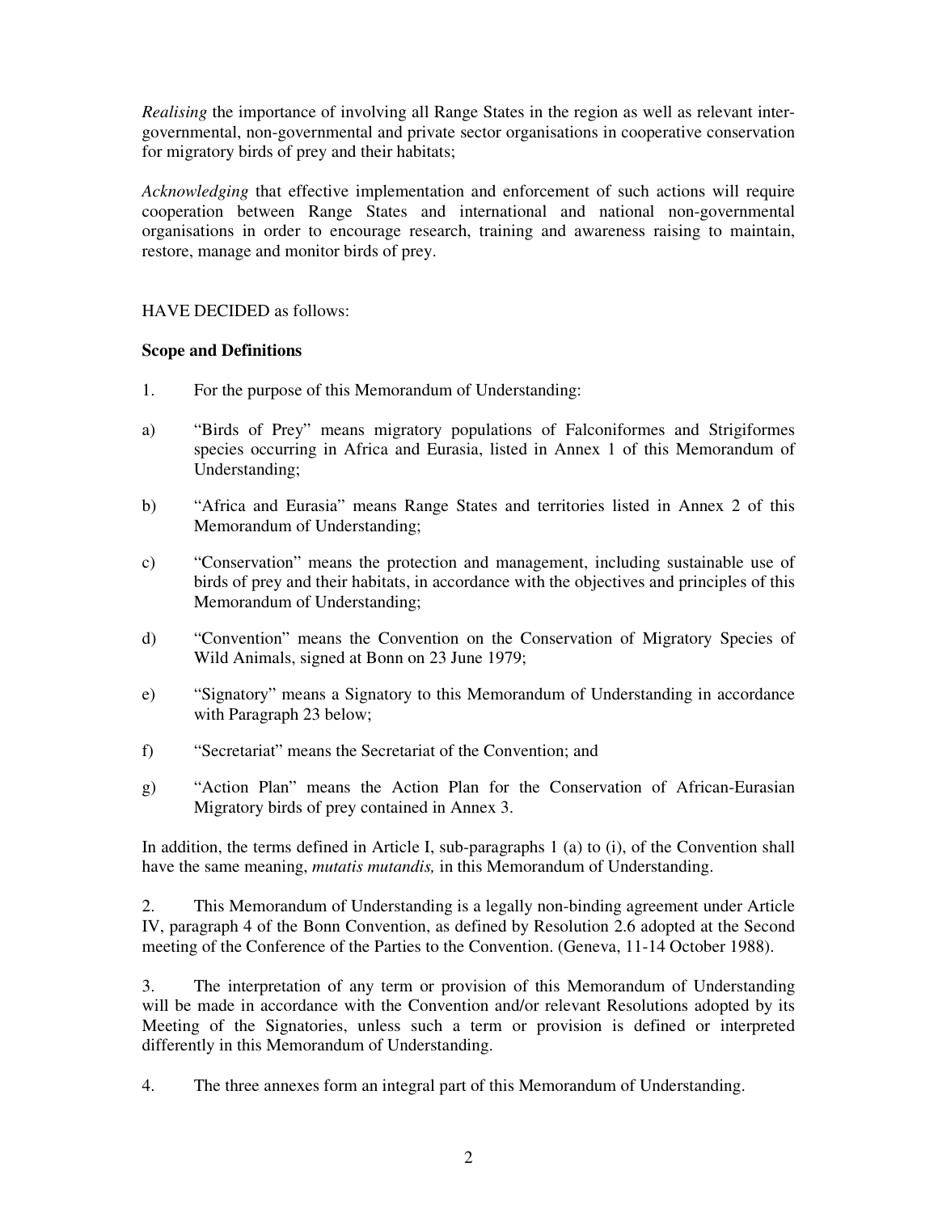*Realising* the importance of involving all Range States in the region as well as relevant inter-governmental, non-governmental and private sector organisations in cooperative conservation for migratory birds of prey and their habitats;

*Acknowledging* that effective implementation and enforcement of such actions will require cooperation between Range States and international and national non-governmental organisations in order to encourage research, training and awareness raising to maintain, restore, manage and monitor birds of prey.

HAVE DECIDED as follows:

**Scope and Definitions**

1. For the purpose of this Memorandum of Understanding:

a) "Birds of Prey" means migratory populations of Falconiformes and Strigiformes species occurring in Africa and Eurasia, listed in Annex 1 of this Memorandum of Understanding;

b) "Africa and Eurasia" means Range States and territories listed in Annex 2 of this Memorandum of Understanding;

c) "Conservation" means the protection and management, including sustainable use of birds of prey and their habitats, in accordance with the objectives and principles of this Memorandum of Understanding;

d) "Convention" means the Convention on the Conservation of Migratory Species of Wild Animals, signed at Bonn on 23 June 1979;

e) "Signatory" means a Signatory to this Memorandum of Understanding in accordance with Paragraph 23 below;

f) "Secretariat" means the Secretariat of the Convention; and

g) "Action Plan" means the Action Plan for the Conservation of African-Eurasian Migratory birds of prey contained in Annex 3.

In addition, the terms defined in Article I, sub-paragraphs 1 (a) to (i), of the Convention shall have the same meaning, *mutatis mutandis,* in this Memorandum of Understanding.

2. This Memorandum of Understanding is a legally non-binding agreement under Article IV, paragraph 4 of the Bonn Convention, as defined by Resolution 2.6 adopted at the Second meeting of the Conference of the Parties to the Convention. (Geneva, 11-14 October 1988).

3. The interpretation of any term or provision of this Memorandum of Understanding will be made in accordance with the Convention and/or relevant Resolutions adopted by its Meeting of the Signatories, unless such a term or provision is defined or interpreted differently in this Memorandum of Understanding.

4. The three annexes form an integral part of this Memorandum of Understanding.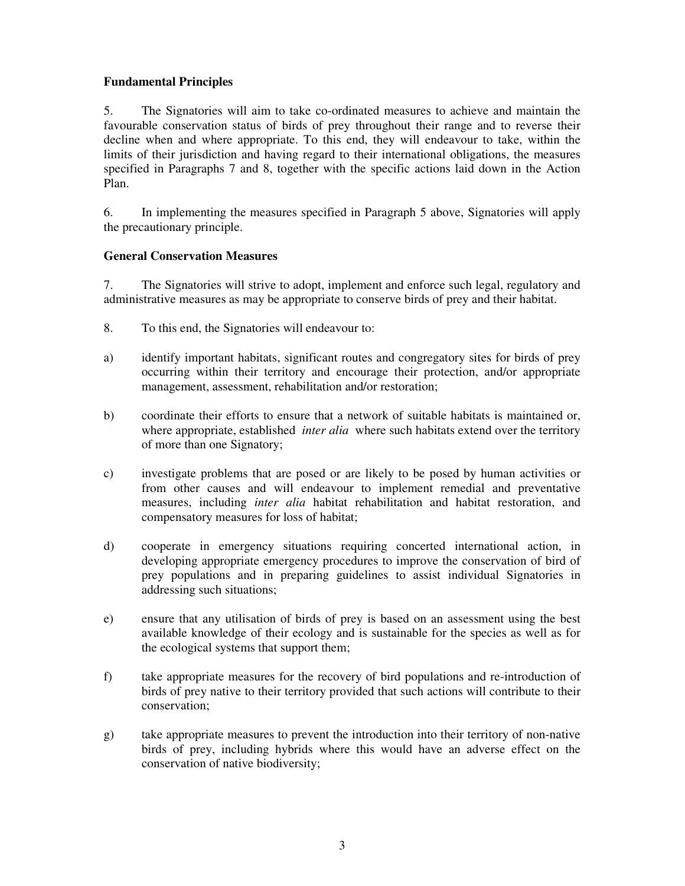**Fundamental Principles**

5. The Signatories will aim to take co-ordinated measures to achieve and maintain the favourable conservation status of birds of prey throughout their range and to reverse their decline when and where appropriate. To this end, they will endeavour to take, within the limits of their jurisdiction and having regard to their international obligations, the measures specified in Paragraphs 7 and 8, together with the specific actions laid down in the Action Plan.

6. In implementing the measures specified in Paragraph 5 above, Signatories will apply the precautionary principle.

**General Conservation Measures**

7. The Signatories will strive to adopt, implement and enforce such legal, regulatory and administrative measures as may be appropriate to conserve birds of prey and their habitat.

8. To this end, the Signatories will endeavour to:

a) identify important habitats, significant routes and congregatory sites for birds of prey occurring within their territory and encourage their protection, and/or appropriate management, assessment, rehabilitation and/or restoration;

b) coordinate their efforts to ensure that a network of suitable habitats is maintained or, where appropriate, established *inter alia* where such habitats extend over the territory of more than one Signatory;

c) investigate problems that are posed or are likely to be posed by human activities or from other causes and will endeavour to implement remedial and preventative measures, including *inter alia* habitat rehabilitation and habitat restoration, and compensatory measures for loss of habitat;

d) cooperate in emergency situations requiring concerted international action, in developing appropriate emergency procedures to improve the conservation of bird of prey populations and in preparing guidelines to assist individual Signatories in addressing such situations;

e) ensure that any utilisation of birds of prey is based on an assessment using the best available knowledge of their ecology and is sustainable for the species as well as for the ecological systems that support them;

f) take appropriate measures for the recovery of bird populations and re-introduction of birds of prey native to their territory provided that such actions will contribute to their conservation;

g) take appropriate measures to prevent the introduction into their territory of non-native birds of prey, including hybrids where this would have an adverse effect on the conservation of native biodiversity;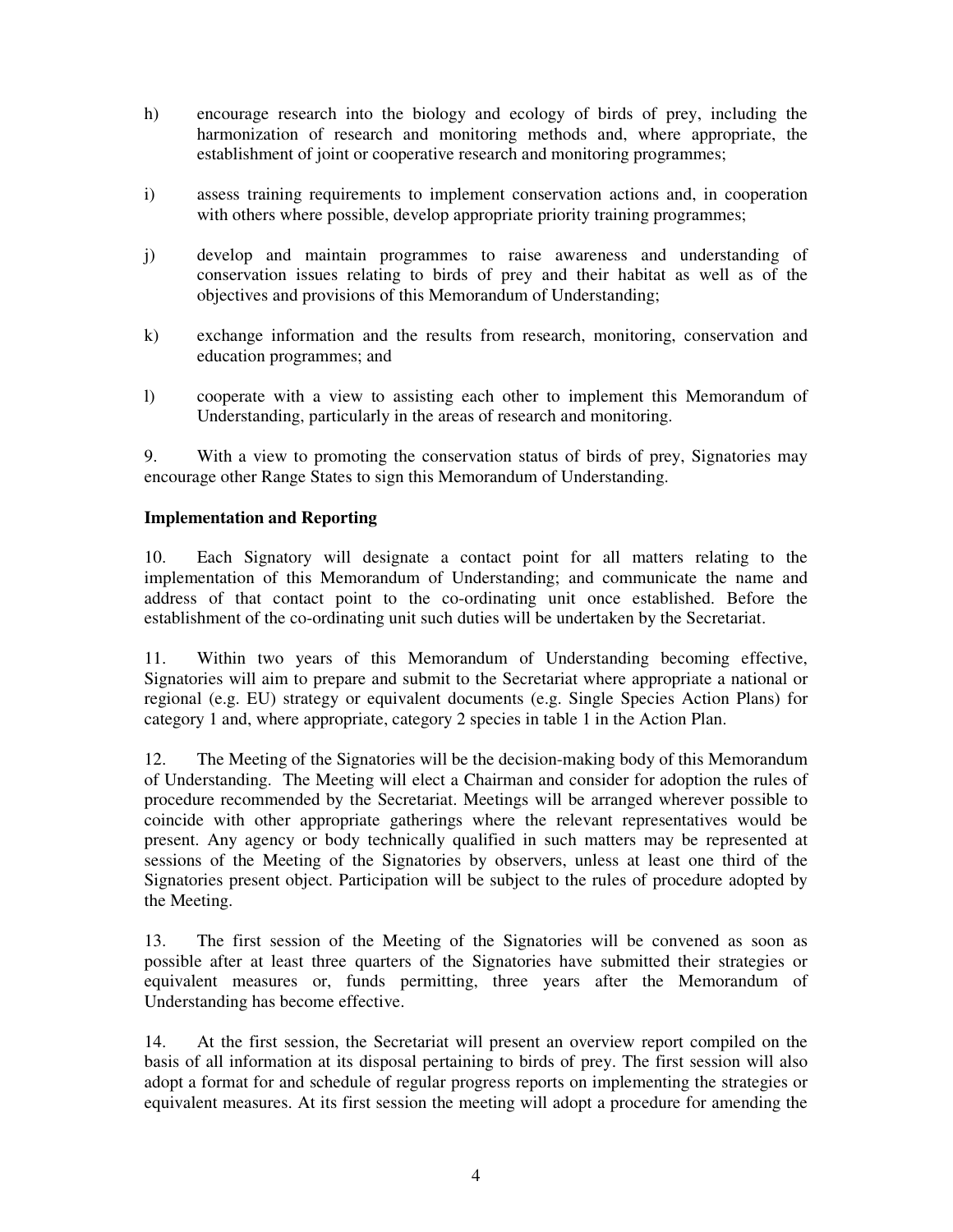h) encourage research into the biology and ecology of birds of prey, including the harmonization of research and monitoring methods and, where appropriate, the establishment of joint or cooperative research and monitoring programmes;

i) assess training requirements to implement conservation actions and, in cooperation with others where possible, develop appropriate priority training programmes;

j) develop and maintain programmes to raise awareness and understanding of conservation issues relating to birds of prey and their habitat as well as of the objectives and provisions of this Memorandum of Understanding;

k) exchange information and the results from research, monitoring, conservation and education programmes; and

l) cooperate with a view to assisting each other to implement this Memorandum of Understanding, particularly in the areas of research and monitoring.

9. With a view to promoting the conservation status of birds of prey, Signatories may encourage other Range States to sign this Memorandum of Understanding.

**Implementation and Reporting**

10. Each Signatory will designate a contact point for all matters relating to the implementation of this Memorandum of Understanding; and communicate the name and address of that contact point to the co-ordinating unit once established. Before the establishment of the co-ordinating unit such duties will be undertaken by the Secretariat.

11. Within two years of this Memorandum of Understanding becoming effective, Signatories will aim to prepare and submit to the Secretariat where appropriate a national or regional (e.g. EU) strategy or equivalent documents (e.g. Single Species Action Plans) for category 1 and, where appropriate, category 2 species in table 1 in the Action Plan.

12. The Meeting of the Signatories will be the decision-making body of this Memorandum of Understanding. The Meeting will elect a Chairman and consider for adoption the rules of procedure recommended by the Secretariat. Meetings will be arranged wherever possible to coincide with other appropriate gatherings where the relevant representatives would be present. Any agency or body technically qualified in such matters may be represented at sessions of the Meeting of the Signatories by observers, unless at least one third of the Signatories present object. Participation will be subject to the rules of procedure adopted by the Meeting.

13. The first session of the Meeting of the Signatories will be convened as soon as possible after at least three quarters of the Signatories have submitted their strategies or equivalent measures or, funds permitting, three years after the Memorandum of Understanding has become effective.

14. At the first session, the Secretariat will present an overview report compiled on the basis of all information at its disposal pertaining to birds of prey. The first session will also adopt a format for and schedule of regular progress reports on implementing the strategies or equivalent measures. At its first session the meeting will adopt a procedure for amending the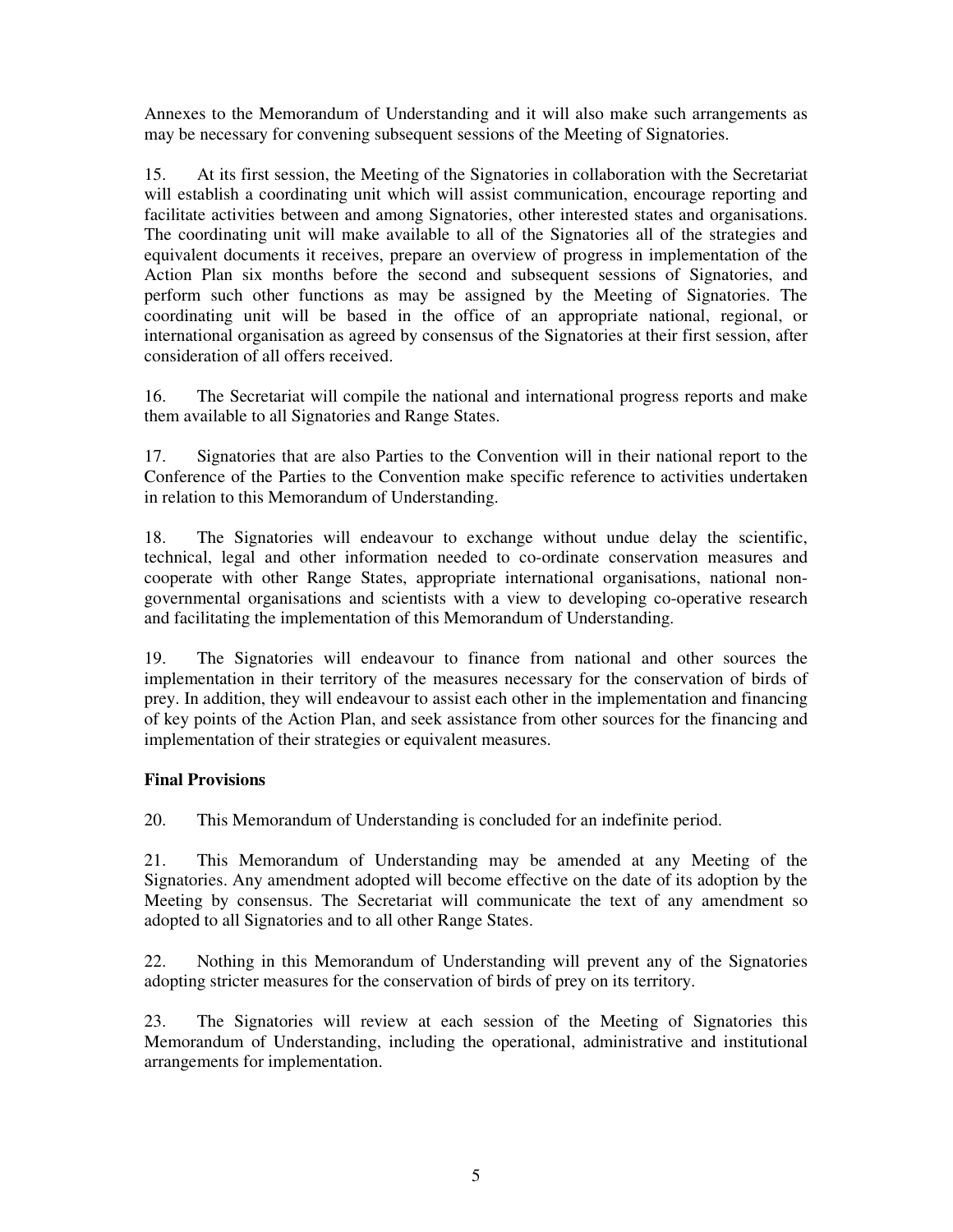Annexes to the Memorandum of Understanding and it will also make such arrangements as may be necessary for convening subsequent sessions of the Meeting of Signatories.

15. At its first session, the Meeting of the Signatories in collaboration with the Secretariat will establish a coordinating unit which will assist communication, encourage reporting and facilitate activities between and among Signatories, other interested states and organisations. The coordinating unit will make available to all of the Signatories all of the strategies and equivalent documents it receives, prepare an overview of progress in implementation of the Action Plan six months before the second and subsequent sessions of Signatories, and perform such other functions as may be assigned by the Meeting of Signatories. The coordinating unit will be based in the office of an appropriate national, regional, or international organisation as agreed by consensus of the Signatories at their first session, after consideration of all offers received.

16. The Secretariat will compile the national and international progress reports and make them available to all Signatories and Range States.

17. Signatories that are also Parties to the Convention will in their national report to the Conference of the Parties to the Convention make specific reference to activities undertaken in relation to this Memorandum of Understanding.

18. The Signatories will endeavour to exchange without undue delay the scientific, technical, legal and other information needed to co-ordinate conservation measures and cooperate with other Range States, appropriate international organisations, national non-governmental organisations and scientists with a view to developing co-operative research and facilitating the implementation of this Memorandum of Understanding.

19. The Signatories will endeavour to finance from national and other sources the implementation in their territory of the measures necessary for the conservation of birds of prey. In addition, they will endeavour to assist each other in the implementation and financing of key points of the Action Plan, and seek assistance from other sources for the financing and implementation of their strategies or equivalent measures.

**Final Provisions**

20. This Memorandum of Understanding is concluded for an indefinite period.

21. This Memorandum of Understanding may be amended at any Meeting of the Signatories. Any amendment adopted will become effective on the date of its adoption by the Meeting by consensus. The Secretariat will communicate the text of any amendment so adopted to all Signatories and to all other Range States.

22. Nothing in this Memorandum of Understanding will prevent any of the Signatories adopting stricter measures for the conservation of birds of prey on its territory.

23. The Signatories will review at each session of the Meeting of Signatories this Memorandum of Understanding, including the operational, administrative and institutional arrangements for implementation.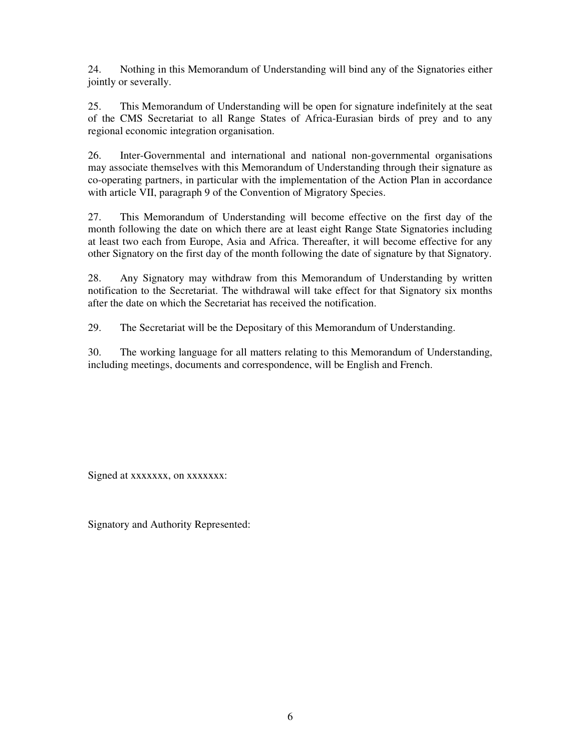24. Nothing in this Memorandum of Understanding will bind any of the Signatories either jointly or severally.

25. This Memorandum of Understanding will be open for signature indefinitely at the seat of the CMS Secretariat to all Range States of Africa-Eurasian birds of prey and to any regional economic integration organisation.

26. Inter-Governmental and international and national non-governmental organisations may associate themselves with this Memorandum of Understanding through their signature as co-operating partners, in particular with the implementation of the Action Plan in accordance with article VII, paragraph 9 of the Convention of Migratory Species.

27. This Memorandum of Understanding will become effective on the first day of the month following the date on which there are at least eight Range State Signatories including at least two each from Europe, Asia and Africa. Thereafter, it will become effective for any other Signatory on the first day of the month following the date of signature by that Signatory.

28. Any Signatory may withdraw from this Memorandum of Understanding by written notification to the Secretariat. The withdrawal will take effect for that Signatory six months after the date on which the Secretariat has received the notification.

29. The Secretariat will be the Depositary of this Memorandum of Understanding.

30. The working language for all matters relating to this Memorandum of Understanding, including meetings, documents and correspondence, will be English and French.

Signed at xxxxxxx, on xxxxxxx:

Signatory and Authority Represented: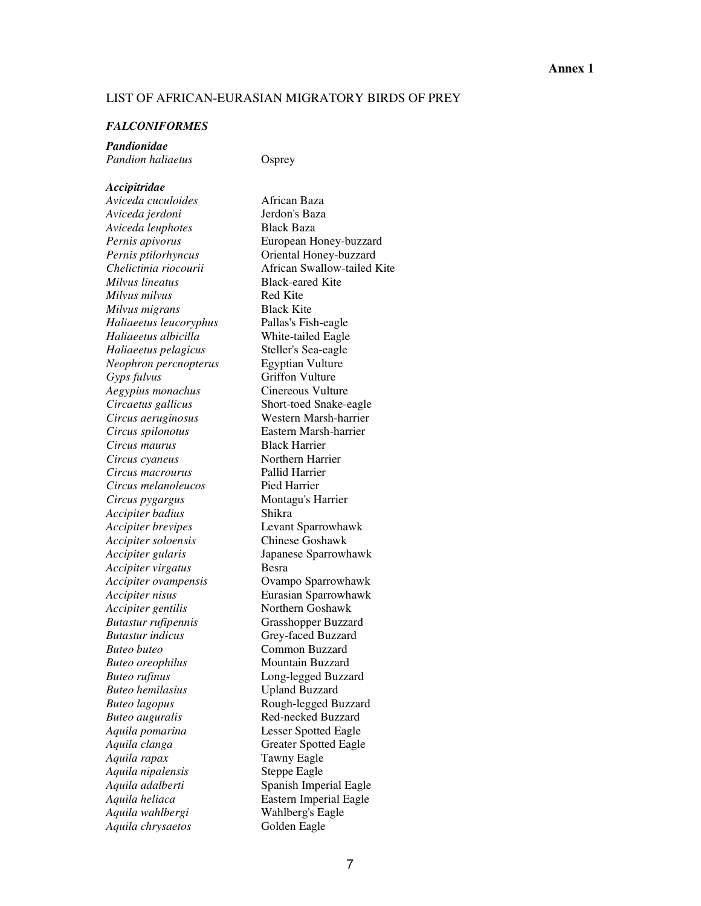**Annex 1**

LIST OF AFRICAN-EURASIAN MIGRATORY BIRDS OF PREY

***FALCONIFORMES***

***Pandionidae***

| | |
|---|---|
| *Pandion haliaetus* | Osprey |

***Accipitridae***

| | |
|---|---|
| *Aviceda cuculoides* | African Baza |
| *Aviceda jerdoni* | Jerdon's Baza |
| *Aviceda leuphotes* | Black Baza |
| *Pernis apivorus* | European Honey-buzzard |
| *Pernis ptilorhyncus* | Oriental Honey-buzzard |
| *Chelictinia riocourii* | African Swallow-tailed Kite |
| *Milvus lineatus* | Black-eared Kite |
| *Milvus milvus* | Red Kite |
| *Milvus migrans* | Black Kite |
| *Haliaeetus leucoryphus* | Pallas's Fish-eagle |
| *Haliaeetus albicilla* | White-tailed Eagle |
| *Haliaeetus pelagicus* | Steller's Sea-eagle |
| *Neophron percnopterus* | Egyptian Vulture |
| *Gyps fulvus* | Griffon Vulture |
| *Aegypius monachus* | Cinereous Vulture |
| *Circaetus gallicus* | Short-toed Snake-eagle |
| *Circus aeruginosus* | Western Marsh-harrier |
| *Circus spilonotus* | Eastern Marsh-harrier |
| *Circus maurus* | Black Harrier |
| *Circus cyaneus* | Northern Harrier |
| *Circus macrourus* | Pallid Harrier |
| *Circus melanoleucos* | Pied Harrier |
| *Circus pygargus* | Montagu's Harrier |
| *Accipiter badius* | Shikra |
| *Accipiter brevipes* | Levant Sparrowhawk |
| *Accipiter soloensis* | Chinese Goshawk |
| *Accipiter gularis* | Japanese Sparrowhawk |
| *Accipiter virgatus* | Besra |
| *Accipiter ovampensis* | Ovampo Sparrowhawk |
| *Accipiter nisus* | Eurasian Sparrowhawk |
| *Accipiter gentilis* | Northern Goshawk |
| *Butastur rufipennis* | Grasshopper Buzzard |
| *Butastur indicus* | Grey-faced Buzzard |
| *Buteo buteo* | Common Buzzard |
| *Buteo oreophilus* | Mountain Buzzard |
| *Buteo rufinus* | Long-legged Buzzard |
| *Buteo hemilasius* | Upland Buzzard |
| *Buteo lagopus* | Rough-legged Buzzard |
| *Buteo auguralis* | Red-necked Buzzard |
| *Aquila pomarina* | Lesser Spotted Eagle |
| *Aquila clanga* | Greater Spotted Eagle |
| *Aquila rapax* | Tawny Eagle |
| *Aquila nipalensis* | Steppe Eagle |
| *Aquila adalberti* | Spanish Imperial Eagle |
| *Aquila heliaca* | Eastern Imperial Eagle |
| *Aquila wahlbergi* | Wahlberg's Eagle |
| *Aquila chrysaetos* | Golden Eagle |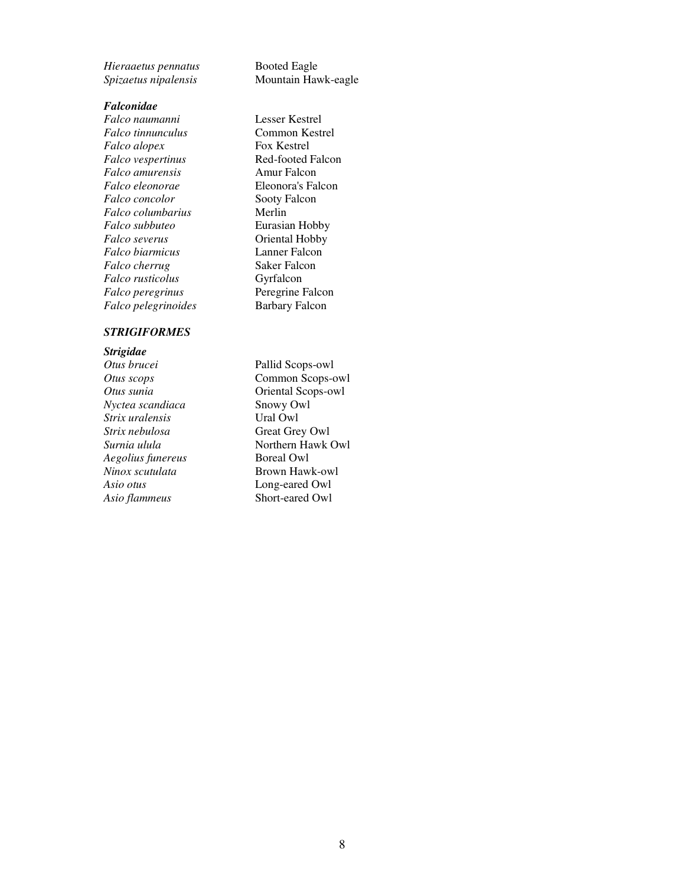| | |
|---|---|
| *Hieraaetus pennatus* | Booted Eagle |
| *Spizaetus nipalensis* | Mountain Hawk-eagle |

***Falconidae***

| | |
|---|---|
| *Falco naumanni* | Lesser Kestrel |
| *Falco tinnunculus* | Common Kestrel |
| *Falco alopex* | Fox Kestrel |
| *Falco vespertinus* | Red-footed Falcon |
| *Falco amurensis* | Amur Falcon |
| *Falco eleonorae* | Eleonora's Falcon |
| *Falco concolor* | Sooty Falcon |
| *Falco columbarius* | Merlin |
| *Falco subbuteo* | Eurasian Hobby |
| *Falco severus* | Oriental Hobby |
| *Falco biarmicus* | Lanner Falcon |
| *Falco cherrug* | Saker Falcon |
| *Falco rusticolus* | Gyrfalcon |
| *Falco peregrinus* | Peregrine Falcon |
| *Falco pelegrinoides* | Barbary Falcon |

***STRIGIFORMES***

***Strigidae***

| | |
|---|---|
| *Otus brucei* | Pallid Scops-owl |
| *Otus scops* | Common Scops-owl |
| *Otus sunia* | Oriental Scops-owl |
| *Nyctea scandiaca* | Snowy Owl |
| *Strix uralensis* | Ural Owl |
| *Strix nebulosa* | Great Grey Owl |
| *Surnia ulula* | Northern Hawk Owl |
| *Aegolius funereus* | Boreal Owl |
| *Ninox scutulata* | Brown Hawk-owl |
| *Asio otus* | Long-eared Owl |
| *Asio flammeus* | Short-eared Owl |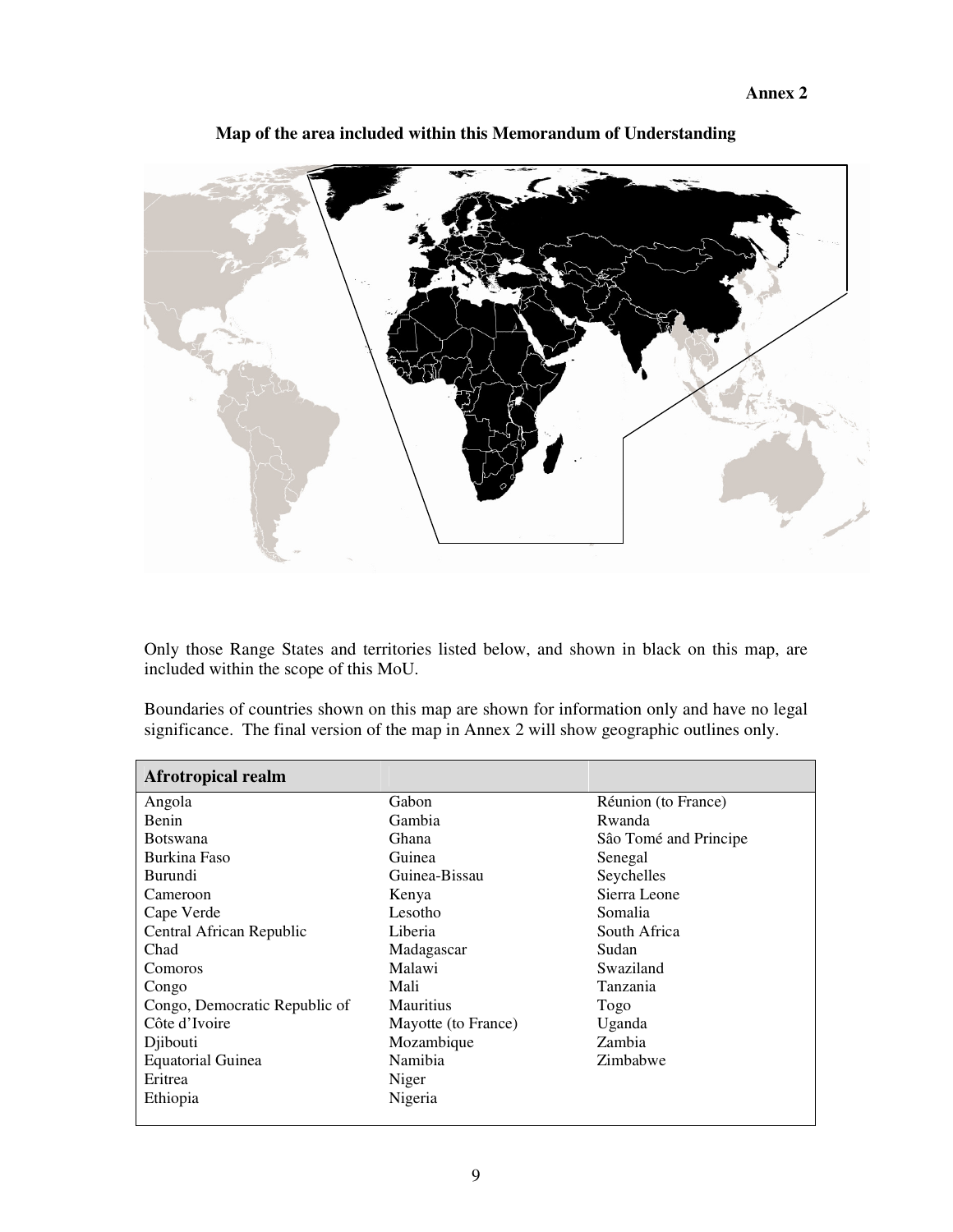**Annex 2**

**Map of the area included within this Memorandum of Understanding**

Only those Range States and territories listed below, and shown in black on this map, are included within the scope of this MoU.

Boundaries of countries shown on this map are shown for information only and have no legal significance. The final version of the map in Annex 2 will show geographic outlines only.

| **Afrotropical realm** | | |
|---|---|---|
| Angola | Gabon | Réunion (to France) |
| Benin | Gambia | Rwanda |
| Botswana | Ghana | Sâo Tomé and Principe |
| Burkina Faso | Guinea | Senegal |
| Burundi | Guinea-Bissau | Seychelles |
| Cameroon | Kenya | Sierra Leone |
| Cape Verde | Lesotho | Somalia |
| Central African Republic | Liberia | South Africa |
| Chad | Madagascar | Sudan |
| Comoros | Malawi | Swaziland |
| Congo | Mali | Tanzania |
| Congo, Democratic Republic of | Mauritius | Togo |
| Côte d'Ivoire | Mayotte (to France) | Uganda |
| Djibouti | Mozambique | Zambia |
| Equatorial Guinea | Namibia | Zimbabwe |
| Eritrea | Niger | |
| Ethiopia | Nigeria | |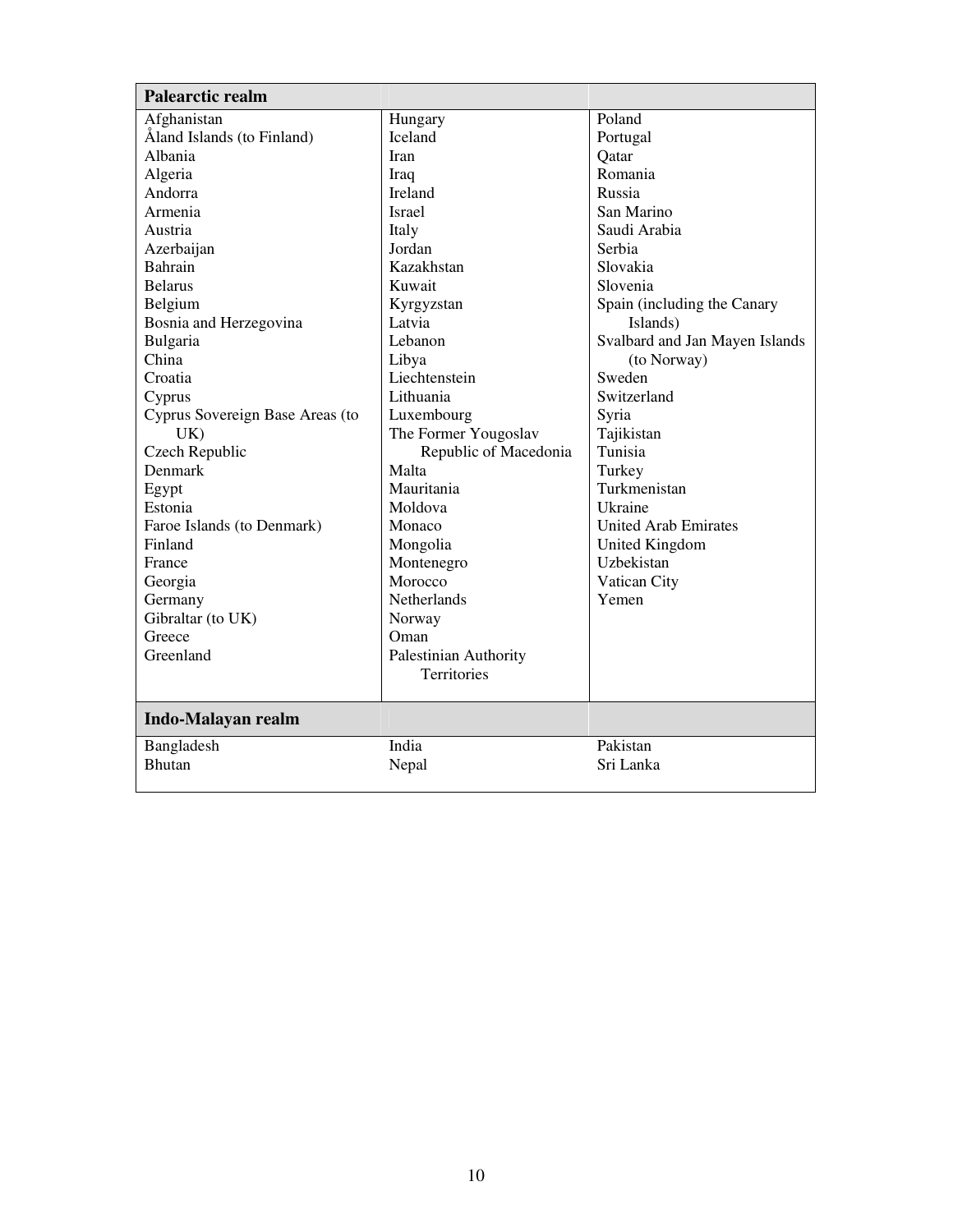| Palearctic realm | | |
|---|---|---|
| Afghanistan | Hungary | Poland |
| Åland Islands (to Finland) | Iceland | Portugal |
| Albania | Iran | Qatar |
| Algeria | Iraq | Romania |
| Andorra | Ireland | Russia |
| Armenia | Israel | San Marino |
| Austria | Italy | Saudi Arabia |
| Azerbaijan | Jordan | Serbia |
| Bahrain | Kazakhstan | Slovakia |
| Belarus | Kuwait | Slovenia |
| Belgium | Kyrgyzstan | Spain (including the Canary Islands) |
| Bosnia and Herzegovina | Latvia | Svalbard and Jan Mayen Islands (to Norway) |
| Bulgaria | Lebanon | Sweden |
| China | Libya | Switzerland |
| Croatia | Liechtenstein | Syria |
| Cyprus | Lithuania | Tajikistan |
| Cyprus Sovereign Base Areas (to UK) | Luxembourg | Tunisia |
| Czech Republic | The Former Yougoslav Republic of Macedonia | Turkey |
| Denmark | Malta | Turkmenistan |
| Egypt | Mauritania | Ukraine |
| Estonia | Moldova | United Arab Emirates |
| Faroe Islands (to Denmark) | Monaco | United Kingdom |
| Finland | Mongolia | Uzbekistan |
| France | Montenegro | Vatican City |
| Georgia | Morocco | Yemen |
| Germany | Netherlands | |
| Gibraltar (to UK) | Norway | |
| Greece | Oman | |
| Greenland | Palestinian Authority Territories | |
| **Indo-Malayan realm** | | |
| Bangladesh | India | Pakistan |
| Bhutan | Nepal | Sri Lanka |